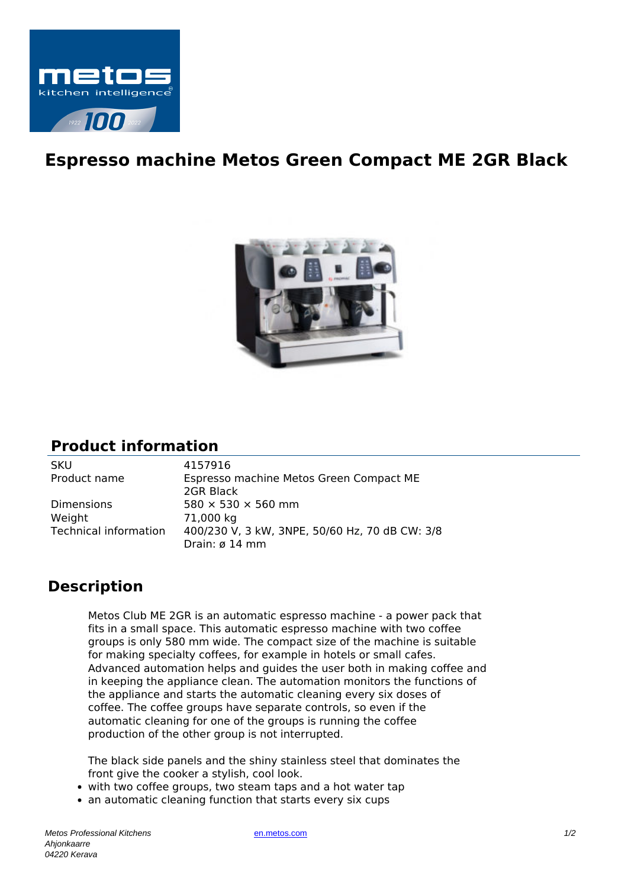# Espresso machine Metos Green Compact ME 2GR Black

## Product information

| | |
|---|---|
| SKU | 4157916 |
| Product name | Espresso machine Metos Green Compact ME 2GR Black |
| Dimensions | 580 × 530 × 560 mm |
| Weight | 71,000 kg |
| Technical information | 400/230 V, 3 kW, 3NPE, 50/60 Hz, 70 dB CW: 3/8 Drain: ø 14 mm |

## Description

Metos Club ME 2GR is an automatic espresso machine - a power pack that fits in a small space. This automatic espresso machine with two coffee groups is only 580 mm wide. The compact size of the machine is suitable for making specialty coffees, for example in hotels or small cafes. Advanced automation helps and guides the user both in making coffee and in keeping the appliance clean. The automation monitors the functions of the appliance and starts the automatic cleaning every six doses of coffee. The coffee groups have separate controls, so even if the automatic cleaning for one of the groups is running the coffee production of the other group is not interrupted.

The black side panels and the shiny stainless steel that dominates the front give the cooker a stylish, cool look.

- with two coffee groups, two steam taps and a hot water tap
- an automatic cleaning function that starts every six cups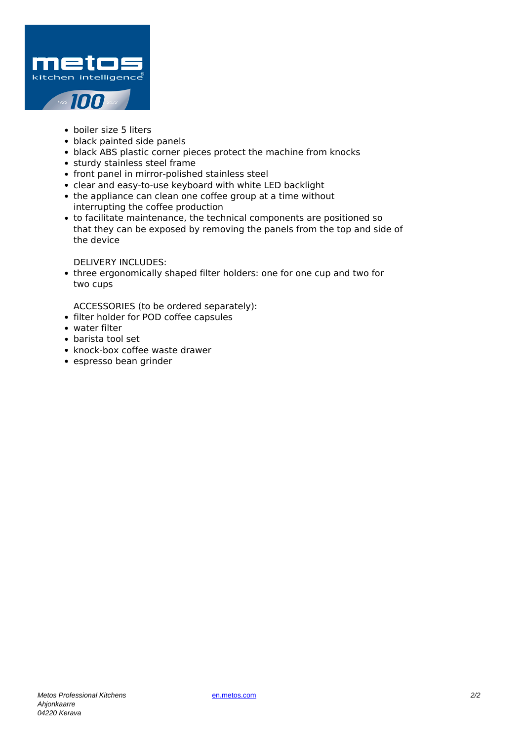- boiler size 5 liters
- black painted side panels
- black ABS plastic corner pieces protect the machine from knocks
- sturdy stainless steel frame
- front panel in mirror-polished stainless steel
- clear and easy-to-use keyboard with white LED backlight
- the appliance can clean one coffee group at a time without interrupting the coffee production
- to facilitate maintenance, the technical components are positioned so that they can be exposed by removing the panels from the top and side of the device

DELIVERY INCLUDES:

- three ergonomically shaped filter holders: one for one cup and two for two cups

ACCESSORIES (to be ordered separately):

- filter holder for POD coffee capsules
- water filter
- barista tool set
- knock-box coffee waste drawer
- espresso bean grinder